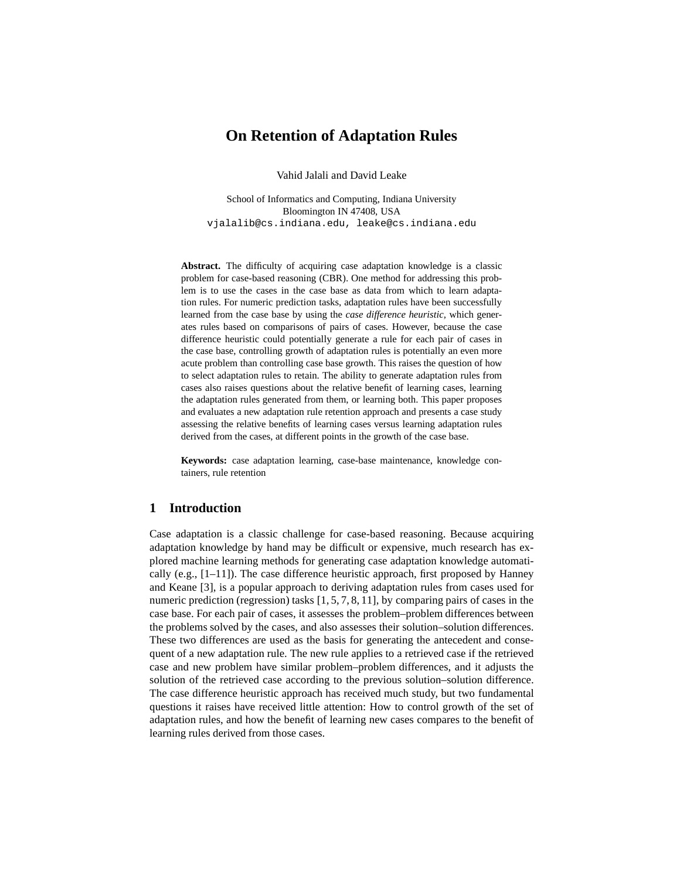# On Retention of Adaptation Rules

Vahid Jalali and David Leake

School of Informatics and Computing, Indiana University
Bloomington IN 47408, USA
vjalalib@cs.indiana.edu, leake@cs.indiana.edu

**Abstract.** The difficulty of acquiring case adaptation knowledge is a classic problem for case-based reasoning (CBR). One method for addressing this problem is to use the cases in the case base as data from which to learn adaptation rules. For numeric prediction tasks, adaptation rules have been successfully learned from the case base by using the *case difference heuristic*, which generates rules based on comparisons of pairs of cases. However, because the case difference heuristic could potentially generate a rule for each pair of cases in the case base, controlling growth of adaptation rules is potentially an even more acute problem than controlling case base growth. This raises the question of how to select adaptation rules to retain. The ability to generate adaptation rules from cases also raises questions about the relative benefit of learning cases, learning the adaptation rules generated from them, or learning both. This paper proposes and evaluates a new adaptation rule retention approach and presents a case study assessing the relative benefits of learning cases versus learning adaptation rules derived from the cases, at different points in the growth of the case base.

**Keywords:** case adaptation learning, case-base maintenance, knowledge containers, rule retention

## 1 Introduction

Case adaptation is a classic challenge for case-based reasoning. Because acquiring adaptation knowledge by hand may be difficult or expensive, much research has explored machine learning methods for generating case adaptation knowledge automatically (e.g., [1–11]). The case difference heuristic approach, first proposed by Hanney and Keane [3], is a popular approach to deriving adaptation rules from cases used for numeric prediction (regression) tasks [1, 5, 7, 8, 11], by comparing pairs of cases in the case base. For each pair of cases, it assesses the problem–problem differences between the problems solved by the cases, and also assesses their solution–solution differences. These two differences are used as the basis for generating the antecedent and consequent of a new adaptation rule. The new rule applies to a retrieved case if the retrieved case and new problem have similar problem–problem differences, and it adjusts the solution of the retrieved case according to the previous solution–solution difference. The case difference heuristic approach has received much study, but two fundamental questions it raises have received little attention: How to control growth of the set of adaptation rules, and how the benefit of learning new cases compares to the benefit of learning rules derived from those cases.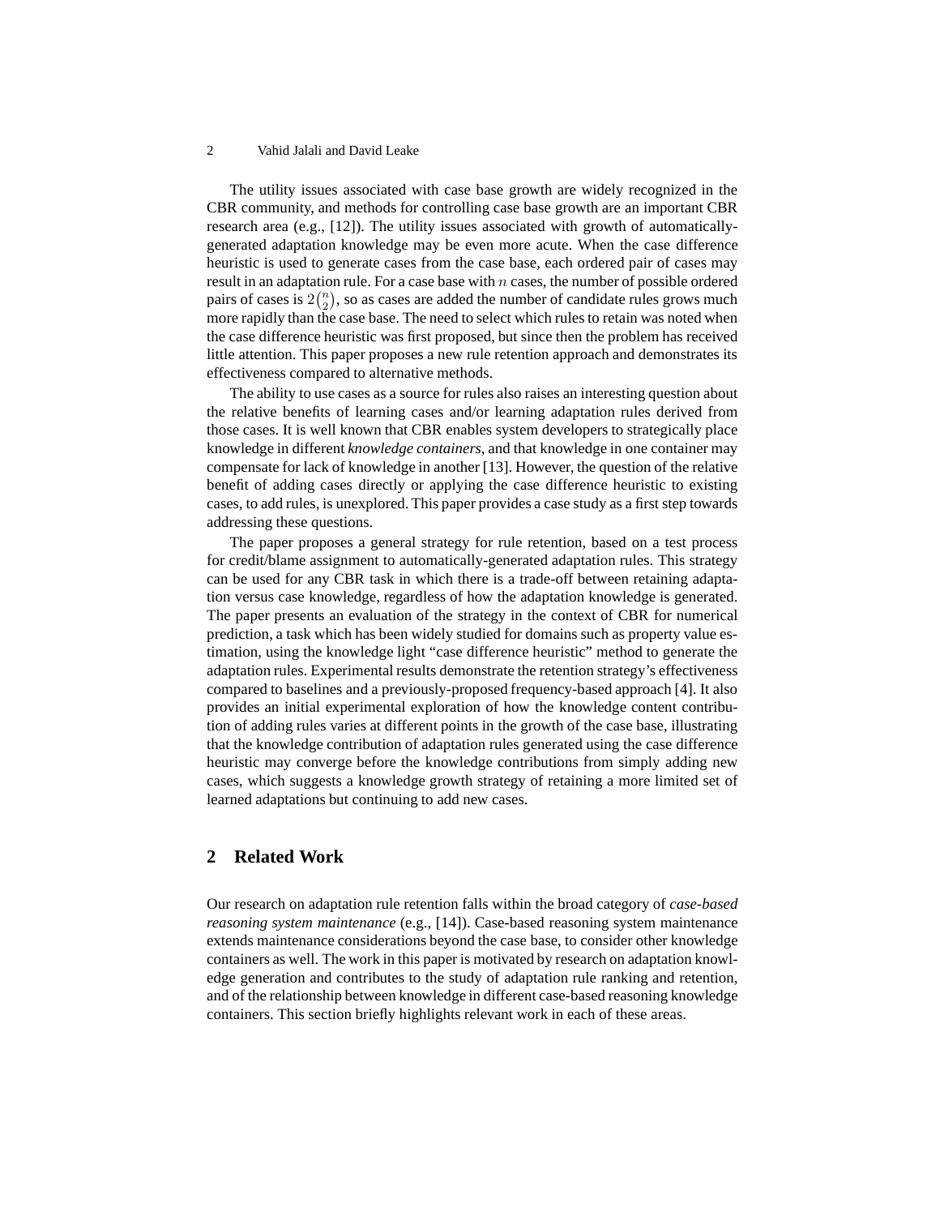The utility issues associated with case base growth are widely recognized in the CBR community, and methods for controlling case base growth are an important CBR research area (e.g., [12]). The utility issues associated with growth of automatically-generated adaptation knowledge may be even more acute. When the case difference heuristic is used to generate cases from the case base, each ordered pair of cases may result in an adaptation rule. For a case base with $n$ cases, the number of possible ordered pairs of cases is $2\binom{n}{2}$, so as cases are added the number of candidate rules grows much more rapidly than the case base. The need to select which rules to retain was noted when the case difference heuristic was first proposed, but since then the problem has received little attention. This paper proposes a new rule retention approach and demonstrates its effectiveness compared to alternative methods.

The ability to use cases as a source for rules also raises an interesting question about the relative benefits of learning cases and/or learning adaptation rules derived from those cases. It is well known that CBR enables system developers to strategically place knowledge in different *knowledge containers*, and that knowledge in one container may compensate for lack of knowledge in another [13]. However, the question of the relative benefit of adding cases directly or applying the case difference heuristic to existing cases, to add rules, is unexplored. This paper provides a case study as a first step towards addressing these questions.

The paper proposes a general strategy for rule retention, based on a test process for credit/blame assignment to automatically-generated adaptation rules. This strategy can be used for any CBR task in which there is a trade-off between retaining adaptation versus case knowledge, regardless of how the adaptation knowledge is generated. The paper presents an evaluation of the strategy in the context of CBR for numerical prediction, a task which has been widely studied for domains such as property value estimation, using the knowledge light "case difference heuristic" method to generate the adaptation rules. Experimental results demonstrate the retention strategy's effectiveness compared to baselines and a previously-proposed frequency-based approach [4]. It also provides an initial experimental exploration of how the knowledge content contribution of adding rules varies at different points in the growth of the case base, illustrating that the knowledge contribution of adaptation rules generated using the case difference heuristic may converge before the knowledge contributions from simply adding new cases, which suggests a knowledge growth strategy of retaining a more limited set of learned adaptations but continuing to add new cases.

## 2 Related Work

Our research on adaptation rule retention falls within the broad category of *case-based reasoning system maintenance* (e.g., [14]). Case-based reasoning system maintenance extends maintenance considerations beyond the case base, to consider other knowledge containers as well. The work in this paper is motivated by research on adaptation knowledge generation and contributes to the study of adaptation rule ranking and retention, and of the relationship between knowledge in different case-based reasoning knowledge containers. This section briefly highlights relevant work in each of these areas.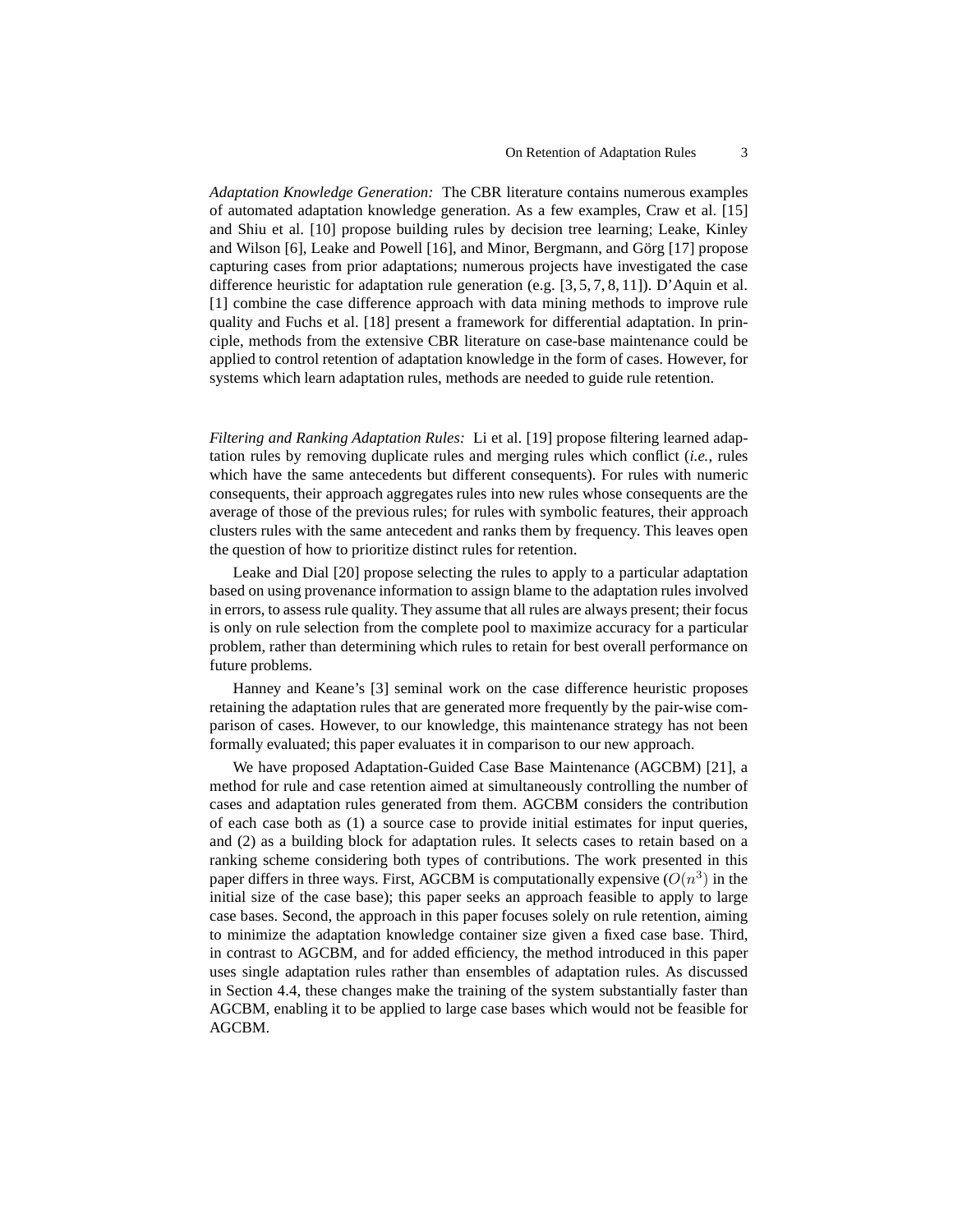*Adaptation Knowledge Generation:* The CBR literature contains numerous examples of automated adaptation knowledge generation. As a few examples, Craw et al. [15] and Shiu et al. [10] propose building rules by decision tree learning; Leake, Kinley and Wilson [6], Leake and Powell [16], and Minor, Bergmann, and Görg [17] propose capturing cases from prior adaptations; numerous projects have investigated the case difference heuristic for adaptation rule generation (e.g. [3, 5, 7, 8, 11]). D'Aquin et al. [1] combine the case difference approach with data mining methods to improve rule quality and Fuchs et al. [18] present a framework for differential adaptation. In principle, methods from the extensive CBR literature on case-base maintenance could be applied to control retention of adaptation knowledge in the form of cases. However, for systems which learn adaptation rules, methods are needed to guide rule retention.

*Filtering and Ranking Adaptation Rules:* Li et al. [19] propose filtering learned adaptation rules by removing duplicate rules and merging rules which conflict (*i.e.*, rules which have the same antecedents but different consequents). For rules with numeric consequents, their approach aggregates rules into new rules whose consequents are the average of those of the previous rules; for rules with symbolic features, their approach clusters rules with the same antecedent and ranks them by frequency. This leaves open the question of how to prioritize distinct rules for retention.

Leake and Dial [20] propose selecting the rules to apply to a particular adaptation based on using provenance information to assign blame to the adaptation rules involved in errors, to assess rule quality. They assume that all rules are always present; their focus is only on rule selection from the complete pool to maximize accuracy for a particular problem, rather than determining which rules to retain for best overall performance on future problems.

Hanney and Keane's [3] seminal work on the case difference heuristic proposes retaining the adaptation rules that are generated more frequently by the pair-wise comparison of cases. However, to our knowledge, this maintenance strategy has not been formally evaluated; this paper evaluates it in comparison to our new approach.

We have proposed Adaptation-Guided Case Base Maintenance (AGCBM) [21], a method for rule and case retention aimed at simultaneously controlling the number of cases and adaptation rules generated from them. AGCBM considers the contribution of each case both as (1) a source case to provide initial estimates for input queries, and (2) as a building block for adaptation rules. It selects cases to retain based on a ranking scheme considering both types of contributions. The work presented in this paper differs in three ways. First, AGCBM is computationally expensive ($O(n^3)$ in the initial size of the case base); this paper seeks an approach feasible to apply to large case bases. Second, the approach in this paper focuses solely on rule retention, aiming to minimize the adaptation knowledge container size given a fixed case base. Third, in contrast to AGCBM, and for added efficiency, the method introduced in this paper uses single adaptation rules rather than ensembles of adaptation rules. As discussed in Section 4.4, these changes make the training of the system substantially faster than AGCBM, enabling it to be applied to large case bases which would not be feasible for AGCBM.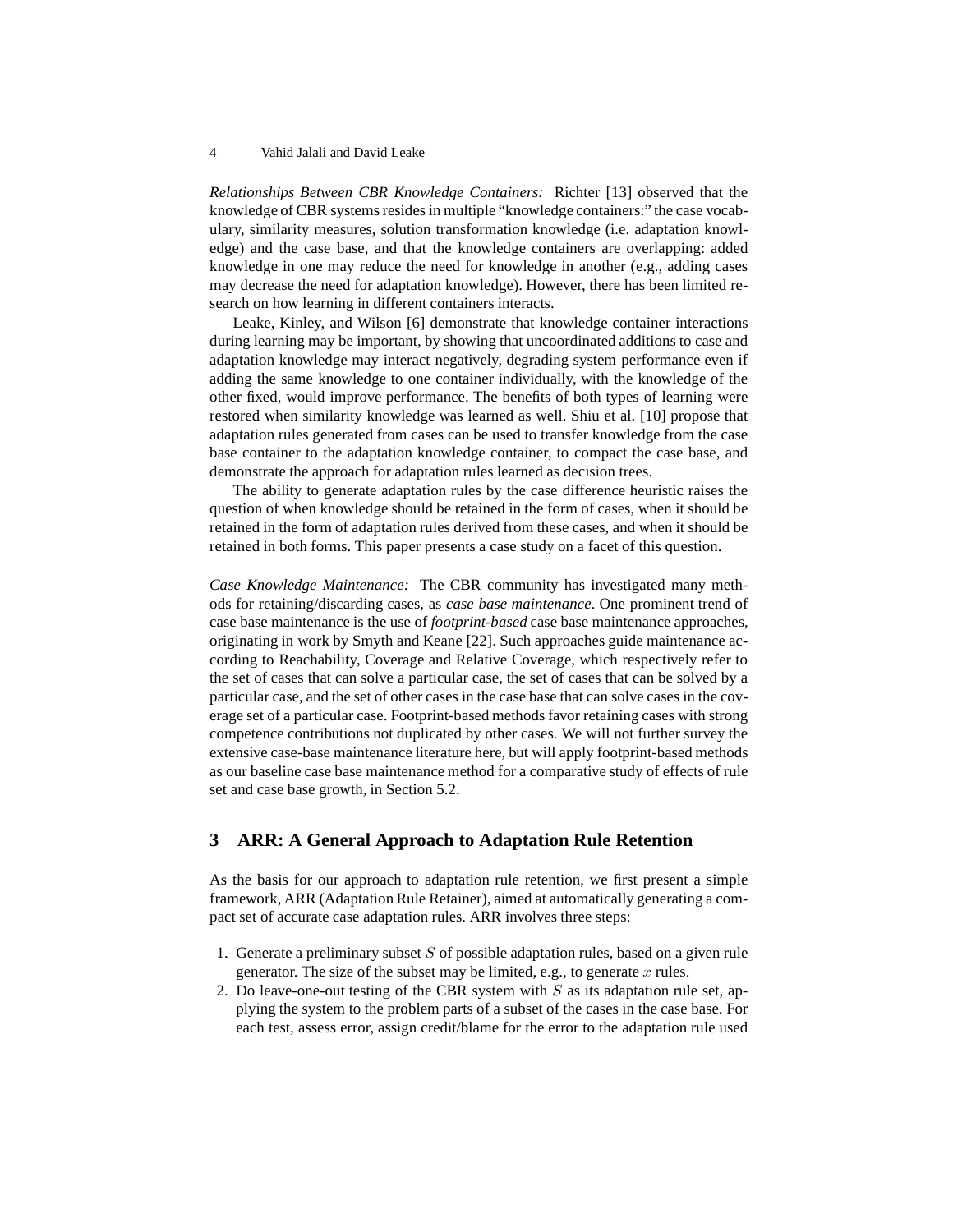*Relationships Between CBR Knowledge Containers:* Richter [13] observed that the knowledge of CBR systems resides in multiple "knowledge containers:" the case vocabulary, similarity measures, solution transformation knowledge (i.e. adaptation knowledge) and the case base, and that the knowledge containers are overlapping: added knowledge in one may reduce the need for knowledge in another (e.g., adding cases may decrease the need for adaptation knowledge). However, there has been limited research on how learning in different containers interacts.

Leake, Kinley, and Wilson [6] demonstrate that knowledge container interactions during learning may be important, by showing that uncoordinated additions to case and adaptation knowledge may interact negatively, degrading system performance even if adding the same knowledge to one container individually, with the knowledge of the other fixed, would improve performance. The benefits of both types of learning were restored when similarity knowledge was learned as well. Shiu et al. [10] propose that adaptation rules generated from cases can be used to transfer knowledge from the case base container to the adaptation knowledge container, to compact the case base, and demonstrate the approach for adaptation rules learned as decision trees.

The ability to generate adaptation rules by the case difference heuristic raises the question of when knowledge should be retained in the form of cases, when it should be retained in the form of adaptation rules derived from these cases, and when it should be retained in both forms. This paper presents a case study on a facet of this question.

*Case Knowledge Maintenance:* The CBR community has investigated many methods for retaining/discarding cases, as *case base maintenance*. One prominent trend of case base maintenance is the use of *footprint-based* case base maintenance approaches, originating in work by Smyth and Keane [22]. Such approaches guide maintenance according to Reachability, Coverage and Relative Coverage, which respectively refer to the set of cases that can solve a particular case, the set of cases that can be solved by a particular case, and the set of other cases in the case base that can solve cases in the coverage set of a particular case. Footprint-based methods favor retaining cases with strong competence contributions not duplicated by other cases. We will not further survey the extensive case-base maintenance literature here, but will apply footprint-based methods as our baseline case base maintenance method for a comparative study of effects of rule set and case base growth, in Section 5.2.

## 3 ARR: A General Approach to Adaptation Rule Retention

As the basis for our approach to adaptation rule retention, we first present a simple framework, ARR (Adaptation Rule Retainer), aimed at automatically generating a compact set of accurate case adaptation rules. ARR involves three steps:

1. Generate a preliminary subset $S$ of possible adaptation rules, based on a given rule generator. The size of the subset may be limited, e.g., to generate $x$ rules.
2. Do leave-one-out testing of the CBR system with $S$ as its adaptation rule set, applying the system to the problem parts of a subset of the cases in the case base. For each test, assess error, assign credit/blame for the error to the adaptation rule used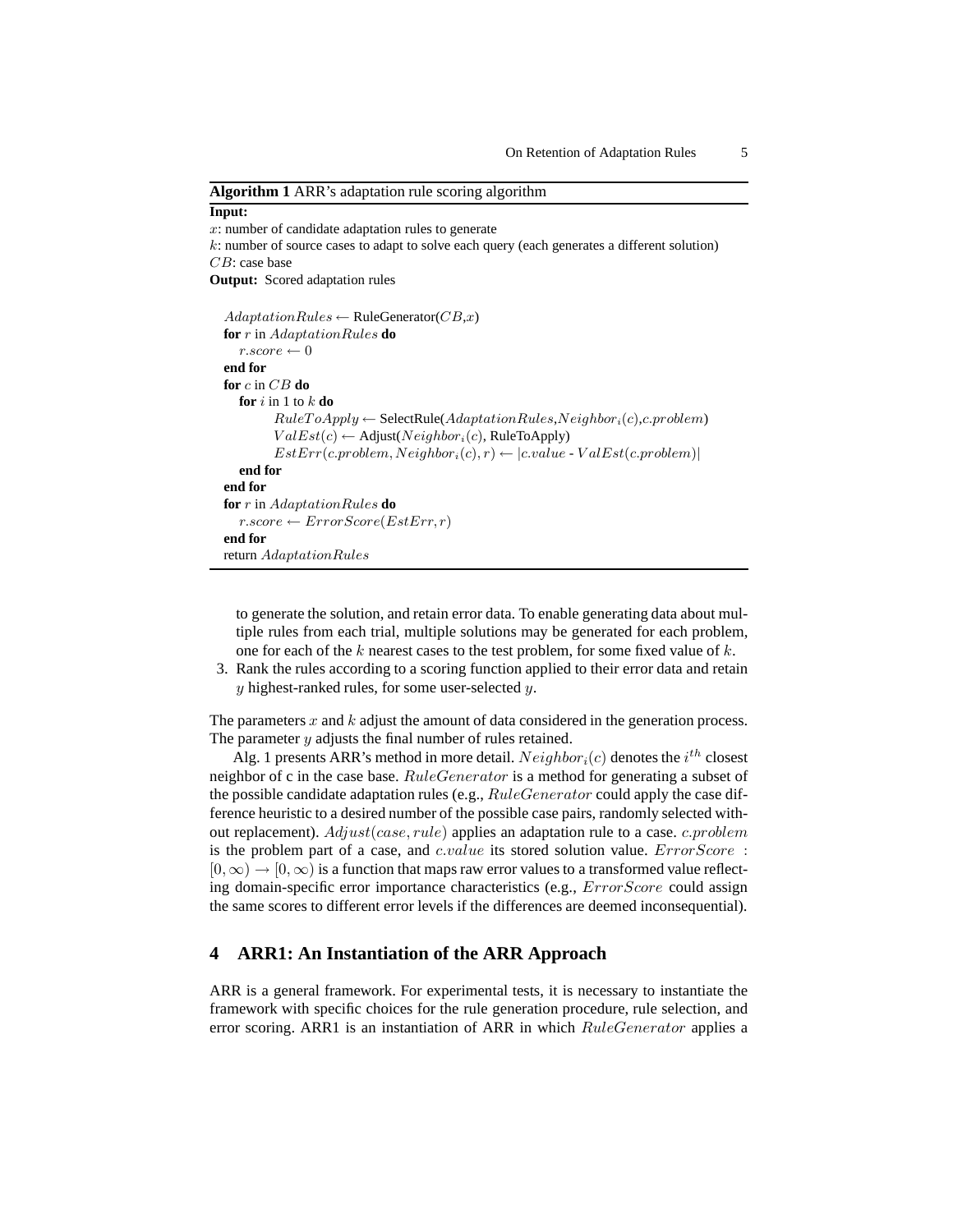**Algorithm 1** ARR's adaptation rule scoring algorithm

**Input:**
$x$: number of candidate adaptation rules to generate
$k$: number of source cases to adapt to solve each query (each generates a different solution)
$CB$: case base
**Output:** Scored adaptation rules

```
AdaptationRules ← RuleGenerator(CB,x)
for r in AdaptationRules do
    r.score ← 0
end for
for c in CB do
    for i in 1 to k do
        RuleToApply ← SelectRule(AdaptationRules,Neighbor_i(c),c.problem)
        ValEst(c) ← Adjust(Neighbor_i(c), RuleToApply)
        EstErr(c.problem, Neighbor_i(c), r) ← |c.value - ValEst(c.problem)|
    end for
end for
for r in AdaptationRules do
    r.score ← ErrorScore(EstErr, r)
end for
return AdaptationRules
```

to generate the solution, and retain error data. To enable generating data about multiple rules from each trial, multiple solutions may be generated for each problem, one for each of the $k$ nearest cases to the test problem, for some fixed value of $k$.

3. Rank the rules according to a scoring function applied to their error data and retain $y$ highest-ranked rules, for some user-selected $y$.

The parameters $x$ and $k$ adjust the amount of data considered in the generation process. The parameter $y$ adjusts the final number of rules retained.

Alg. 1 presents ARR's method in more detail. $Neighbor_i(c)$ denotes the $i^{th}$ closest neighbor of c in the case base. $RuleGenerator$ is a method for generating a subset of the possible candidate adaptation rules (e.g., $RuleGenerator$ could apply the case difference heuristic to a desired number of the possible case pairs, randomly selected without replacement). $Adjust(case, rule)$ applies an adaptation rule to a case. $c.problem$ is the problem part of a case, and $c.value$ its stored solution value. $ErrorScore$ : $[0, \infty) \rightarrow [0, \infty)$ is a function that maps raw error values to a transformed value reflecting domain-specific error importance characteristics (e.g., $ErrorScore$ could assign the same scores to different error levels if the differences are deemed inconsequential).

## 4 ARR1: An Instantiation of the ARR Approach

ARR is a general framework. For experimental tests, it is necessary to instantiate the framework with specific choices for the rule generation procedure, rule selection, and error scoring. ARR1 is an instantiation of ARR in which $RuleGenerator$ applies a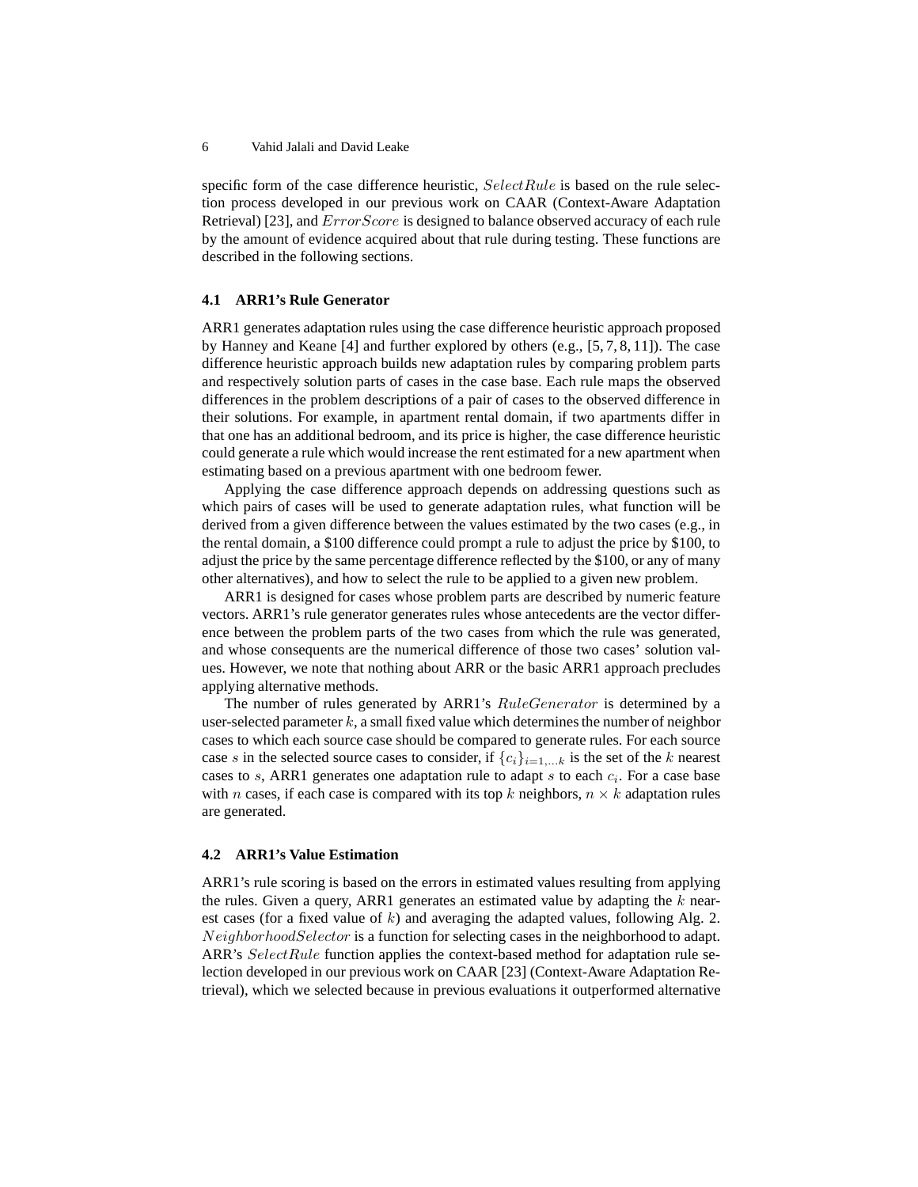specific form of the case difference heuristic, $SelectRule$ is based on the rule selection process developed in our previous work on CAAR (Context-Aware Adaptation Retrieval) [23], and $ErrorScore$ is designed to balance observed accuracy of each rule by the amount of evidence acquired about that rule during testing. These functions are described in the following sections.

### 4.1 ARR1's Rule Generator

ARR1 generates adaptation rules using the case difference heuristic approach proposed by Hanney and Keane [4] and further explored by others (e.g., [5, 7, 8, 11]). The case difference heuristic approach builds new adaptation rules by comparing problem parts and respectively solution parts of cases in the case base. Each rule maps the observed differences in the problem descriptions of a pair of cases to the observed difference in their solutions. For example, in apartment rental domain, if two apartments differ in that one has an additional bedroom, and its price is higher, the case difference heuristic could generate a rule which would increase the rent estimated for a new apartment when estimating based on a previous apartment with one bedroom fewer.

Applying the case difference approach depends on addressing questions such as which pairs of cases will be used to generate adaptation rules, what function will be derived from a given difference between the values estimated by the two cases (e.g., in the rental domain, a $100 difference could prompt a rule to adjust the price by $100, to adjust the price by the same percentage difference reflected by the $100, or any of many other alternatives), and how to select the rule to be applied to a given new problem.

ARR1 is designed for cases whose problem parts are described by numeric feature vectors. ARR1's rule generator generates rules whose antecedents are the vector difference between the problem parts of the two cases from which the rule was generated, and whose consequents are the numerical difference of those two cases' solution values. However, we note that nothing about ARR or the basic ARR1 approach precludes applying alternative methods.

The number of rules generated by ARR1's $RuleGenerator$ is determined by a user-selected parameter $k$, a small fixed value which determines the number of neighbor cases to which each source case should be compared to generate rules. For each source case $s$ in the selected source cases to consider, if $\{c_i\}_{i=1,...k}$ is the set of the $k$ nearest cases to $s$, ARR1 generates one adaptation rule to adapt $s$ to each $c_i$. For a case base with $n$ cases, if each case is compared with its top $k$ neighbors, $n \times k$ adaptation rules are generated.

### 4.2 ARR1's Value Estimation

ARR1's rule scoring is based on the errors in estimated values resulting from applying the rules. Given a query, ARR1 generates an estimated value by adapting the $k$ nearest cases (for a fixed value of $k$) and averaging the adapted values, following Alg. 2. $NeighborhoodSelector$ is a function for selecting cases in the neighborhood to adapt. ARR's $SelectRule$ function applies the context-based method for adaptation rule selection developed in our previous work on CAAR [23] (Context-Aware Adaptation Retrieval), which we selected because in previous evaluations it outperformed alternative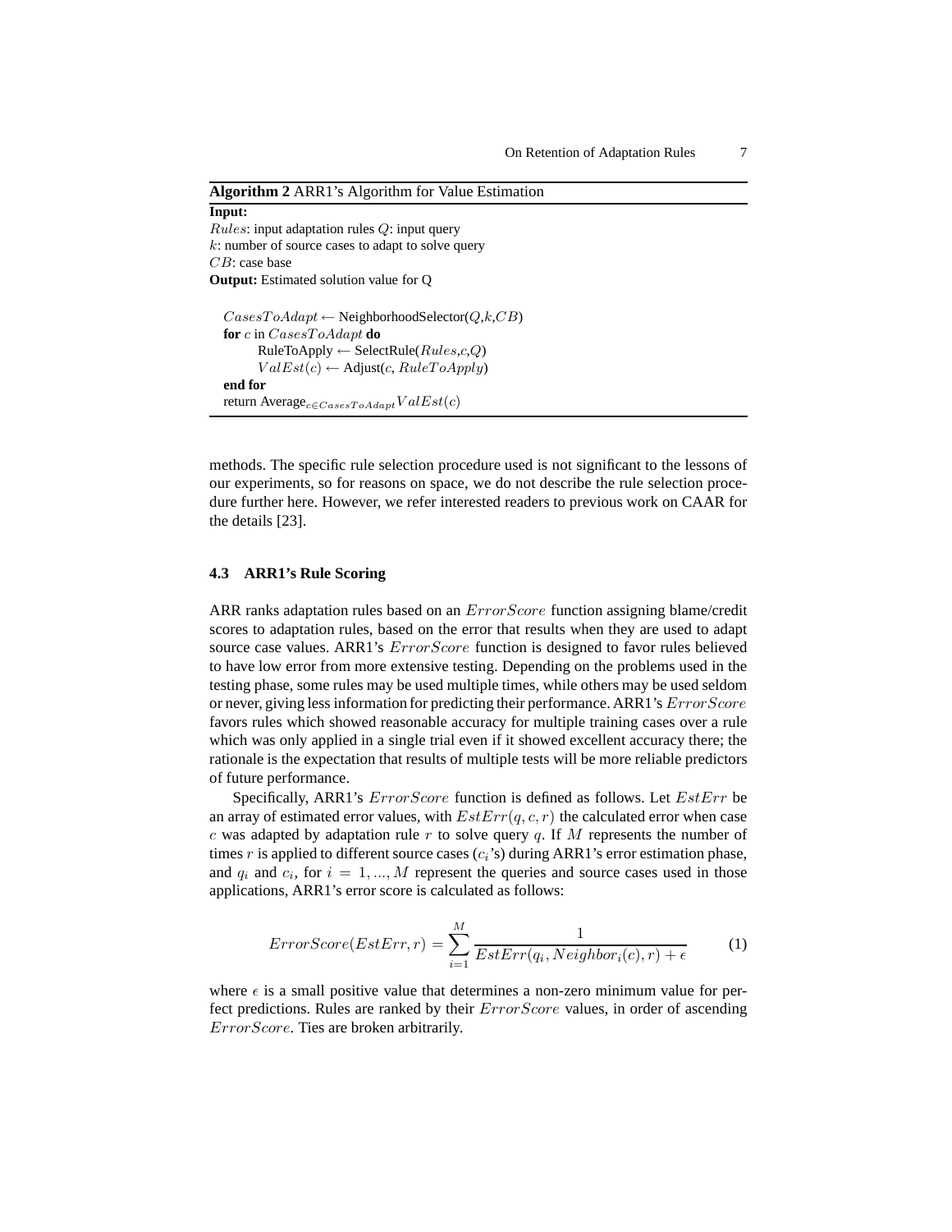**Algorithm 2** ARR1's Algorithm for Value Estimation

```
Input:
Rules: input adaptation rules Q: input query
k: number of source cases to adapt to solve query
CB: case base
Output: Estimated solution value for Q

  CasesToAdapt ← NeighborhoodSelector(Q,k,CB)
  for c in CasesToAdapt do
      RuleToApply ← SelectRule(Rules,c,Q)
      ValEst(c) ← Adjust(c, RuleToApply)
  end for
  return Average_{c∈CasesToAdapt} ValEst(c)
```

methods. The specific rule selection procedure used is not significant to the lessons of our experiments, so for reasons on space, we do not describe the rule selection procedure further here. However, we refer interested readers to previous work on CAAR for the details [23].

### 4.3 ARR1's Rule Scoring

ARR ranks adaptation rules based on an $ErrorScore$ function assigning blame/credit scores to adaptation rules, based on the error that results when they are used to adapt source case values. ARR1's $ErrorScore$ function is designed to favor rules believed to have low error from more extensive testing. Depending on the problems used in the testing phase, some rules may be used multiple times, while others may be used seldom or never, giving less information for predicting their performance. ARR1's $ErrorScore$ favors rules which showed reasonable accuracy for multiple training cases over a rule which was only applied in a single trial even if it showed excellent accuracy there; the rationale is the expectation that results of multiple tests will be more reliable predictors of future performance.

Specifically, ARR1's $ErrorScore$ function is defined as follows. Let $EstErr$ be an array of estimated error values, with $EstErr(q, c, r)$ the calculated error when case $c$ was adapted by adaptation rule $r$ to solve query $q$. If $M$ represents the number of times $r$ is applied to different source cases ($c_i$'s) during ARR1's error estimation phase, and $q_i$ and $c_i$, for $i = 1, ..., M$ represent the queries and source cases used in those applications, ARR1's error score is calculated as follows:

$$ErrorScore(EstErr, r) = \sum_{i=1}^{M} \frac{1}{EstErr(q_i, Neighbor_i(c), r) + \epsilon} \tag{1}$$

where $\epsilon$ is a small positive value that determines a non-zero minimum value for perfect predictions. Rules are ranked by their $ErrorScore$ values, in order of ascending $ErrorScore$. Ties are broken arbitrarily.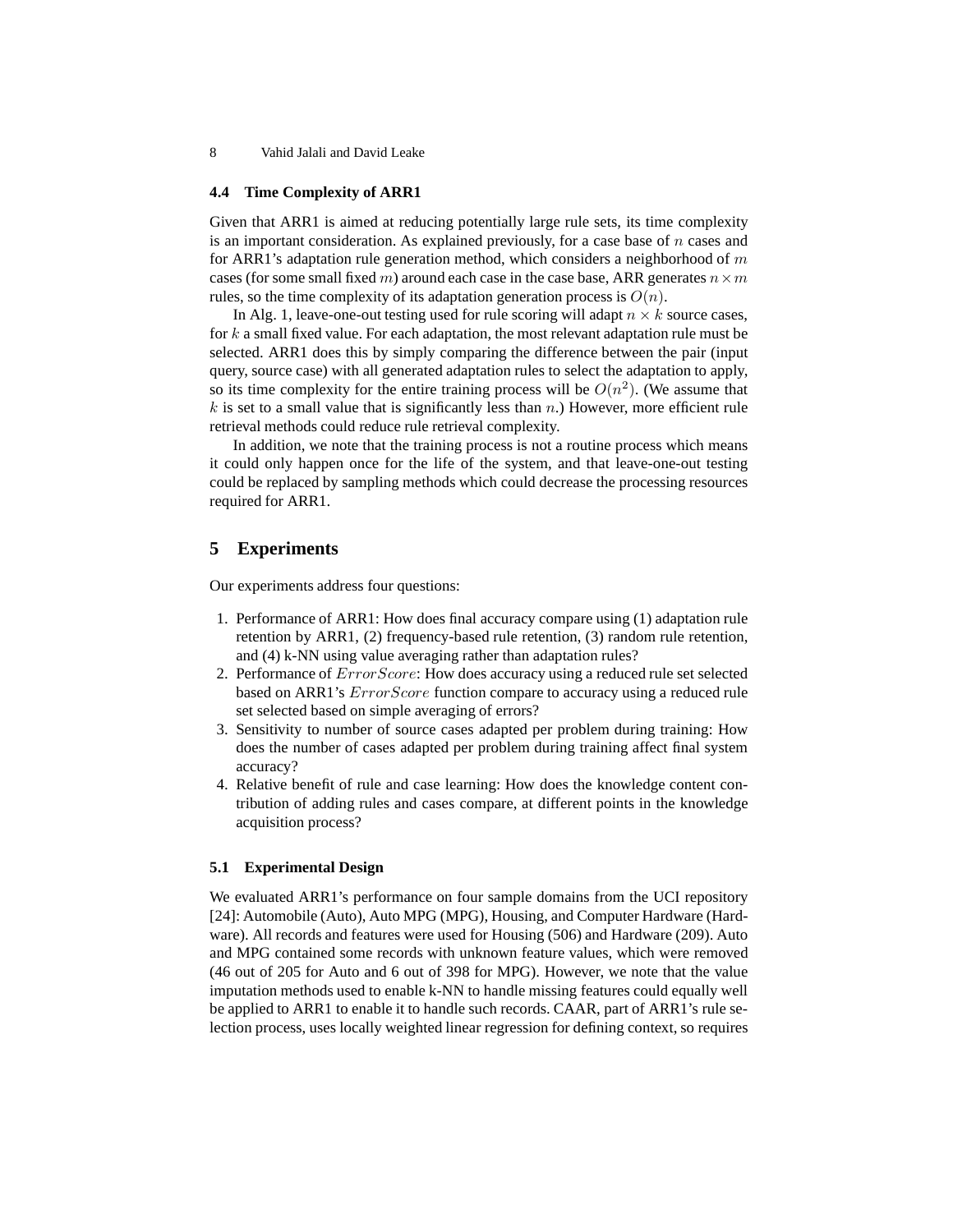### 4.4 Time Complexity of ARR1

Given that ARR1 is aimed at reducing potentially large rule sets, its time complexity is an important consideration. As explained previously, for a case base of $n$ cases and for ARR1's adaptation rule generation method, which considers a neighborhood of $m$ cases (for some small fixed $m$) around each case in the case base, ARR generates $n \times m$ rules, so the time complexity of its adaptation generation process is $O(n)$.

In Alg. 1, leave-one-out testing used for rule scoring will adapt $n \times k$ source cases, for $k$ a small fixed value. For each adaptation, the most relevant adaptation rule must be selected. ARR1 does this by simply comparing the difference between the pair (input query, source case) with all generated adaptation rules to select the adaptation to apply, so its time complexity for the entire training process will be $O(n^2)$. (We assume that $k$ is set to a small value that is significantly less than $n$.) However, more efficient rule retrieval methods could reduce rule retrieval complexity.

In addition, we note that the training process is not a routine process which means it could only happen once for the life of the system, and that leave-one-out testing could be replaced by sampling methods which could decrease the processing resources required for ARR1.

## 5 Experiments

Our experiments address four questions:

1. Performance of ARR1: How does final accuracy compare using (1) adaptation rule retention by ARR1, (2) frequency-based rule retention, (3) random rule retention, and (4) k-NN using value averaging rather than adaptation rules?
2. Performance of $ErrorScore$: How does accuracy using a reduced rule set selected based on ARR1's $ErrorScore$ function compare to accuracy using a reduced rule set selected based on simple averaging of errors?
3. Sensitivity to number of source cases adapted per problem during training: How does the number of cases adapted per problem during training affect final system accuracy?
4. Relative benefit of rule and case learning: How does the knowledge content contribution of adding rules and cases compare, at different points in the knowledge acquisition process?

### 5.1 Experimental Design

We evaluated ARR1's performance on four sample domains from the UCI repository [24]: Automobile (Auto), Auto MPG (MPG), Housing, and Computer Hardware (Hardware). All records and features were used for Housing (506) and Hardware (209). Auto and MPG contained some records with unknown feature values, which were removed (46 out of 205 for Auto and 6 out of 398 for MPG). However, we note that the value imputation methods used to enable k-NN to handle missing features could equally well be applied to ARR1 to enable it to handle such records. CAAR, part of ARR1's rule selection process, uses locally weighted linear regression for defining context, so requires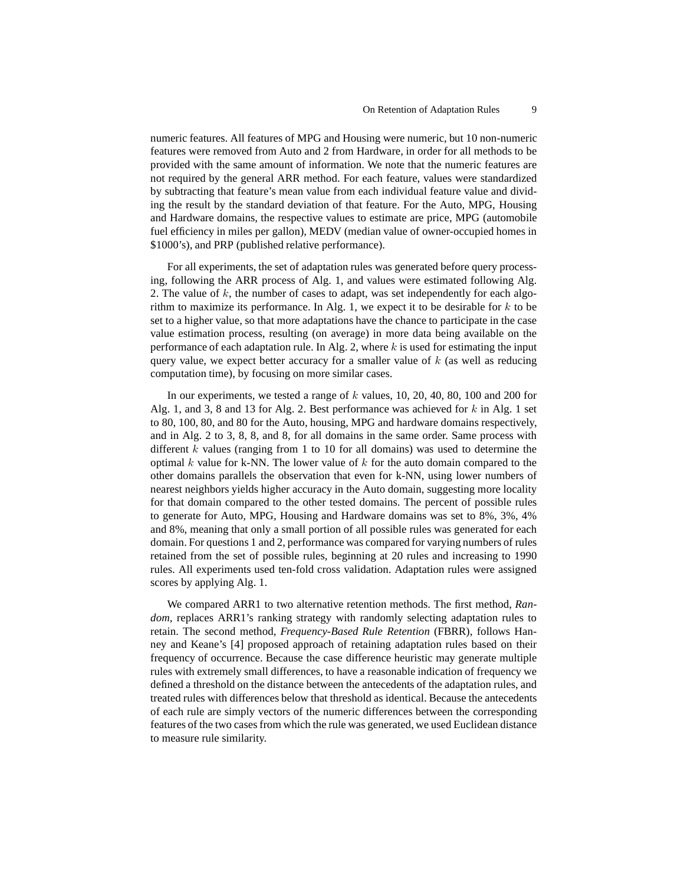numeric features. All features of MPG and Housing were numeric, but 10 non-numeric features were removed from Auto and 2 from Hardware, in order for all methods to be provided with the same amount of information. We note that the numeric features are not required by the general ARR method. For each feature, values were standardized by subtracting that feature's mean value from each individual feature value and dividing the result by the standard deviation of that feature. For the Auto, MPG, Housing and Hardware domains, the respective values to estimate are price, MPG (automobile fuel efficiency in miles per gallon), MEDV (median value of owner-occupied homes in $1000's), and PRP (published relative performance).

For all experiments, the set of adaptation rules was generated before query processing, following the ARR process of Alg. 1, and values were estimated following Alg. 2. The value of $k$, the number of cases to adapt, was set independently for each algorithm to maximize its performance. In Alg. 1, we expect it to be desirable for $k$ to be set to a higher value, so that more adaptations have the chance to participate in the case value estimation process, resulting (on average) in more data being available on the performance of each adaptation rule. In Alg. 2, where $k$ is used for estimating the input query value, we expect better accuracy for a smaller value of $k$ (as well as reducing computation time), by focusing on more similar cases.

In our experiments, we tested a range of $k$ values, 10, 20, 40, 80, 100 and 200 for Alg. 1, and 3, 8 and 13 for Alg. 2. Best performance was achieved for $k$ in Alg. 1 set to 80, 100, 80, and 80 for the Auto, housing, MPG and hardware domains respectively, and in Alg. 2 to 3, 8, 8, and 8, for all domains in the same order. Same process with different $k$ values (ranging from 1 to 10 for all domains) was used to determine the optimal $k$ value for k-NN. The lower value of $k$ for the auto domain compared to the other domains parallels the observation that even for k-NN, using lower numbers of nearest neighbors yields higher accuracy in the Auto domain, suggesting more locality for that domain compared to the other tested domains. The percent of possible rules to generate for Auto, MPG, Housing and Hardware domains was set to 8%, 3%, 4% and 8%, meaning that only a small portion of all possible rules was generated for each domain. For questions 1 and 2, performance was compared for varying numbers of rules retained from the set of possible rules, beginning at 20 rules and increasing to 1990 rules. All experiments used ten-fold cross validation. Adaptation rules were assigned scores by applying Alg. 1.

We compared ARR1 to two alternative retention methods. The first method, *Random*, replaces ARR1's ranking strategy with randomly selecting adaptation rules to retain. The second method, *Frequency-Based Rule Retention* (FBRR), follows Hanney and Keane's [4] proposed approach of retaining adaptation rules based on their frequency of occurrence. Because the case difference heuristic may generate multiple rules with extremely small differences, to have a reasonable indication of frequency we defined a threshold on the distance between the antecedents of the adaptation rules, and treated rules with differences below that threshold as identical. Because the antecedents of each rule are simply vectors of the numeric differences between the corresponding features of the two cases from which the rule was generated, we used Euclidean distance to measure rule similarity.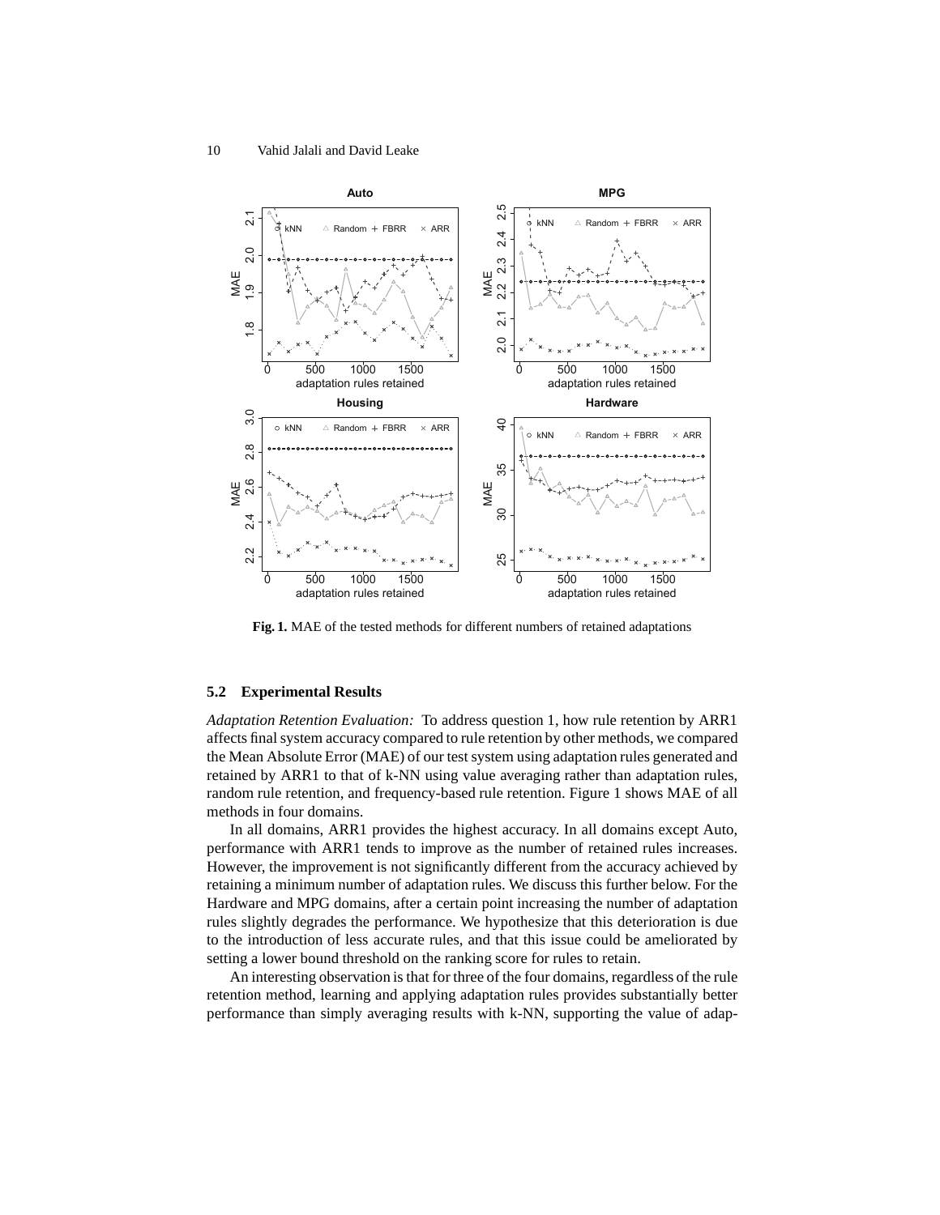**Fig. 1.** MAE of the tested methods for different numbers of retained adaptations

### 5.2 Experimental Results

*Adaptation Retention Evaluation:* To address question 1, how rule retention by ARR1 affects final system accuracy compared to rule retention by other methods, we compared the Mean Absolute Error (MAE) of our test system using adaptation rules generated and retained by ARR1 to that of k-NN using value averaging rather than adaptation rules, random rule retention, and frequency-based rule retention. Figure 1 shows MAE of all methods in four domains.

In all domains, ARR1 provides the highest accuracy. In all domains except Auto, performance with ARR1 tends to improve as the number of retained rules increases. However, the improvement is not significantly different from the accuracy achieved by retaining a minimum number of adaptation rules. We discuss this further below. For the Hardware and MPG domains, after a certain point increasing the number of adaptation rules slightly degrades the performance. We hypothesize that this deterioration is due to the introduction of less accurate rules, and that this issue could be ameliorated by setting a lower bound threshold on the ranking score for rules to retain.

An interesting observation is that for three of the four domains, regardless of the rule retention method, learning and applying adaptation rules provides substantially better performance than simply averaging results with k-NN, supporting the value of adap-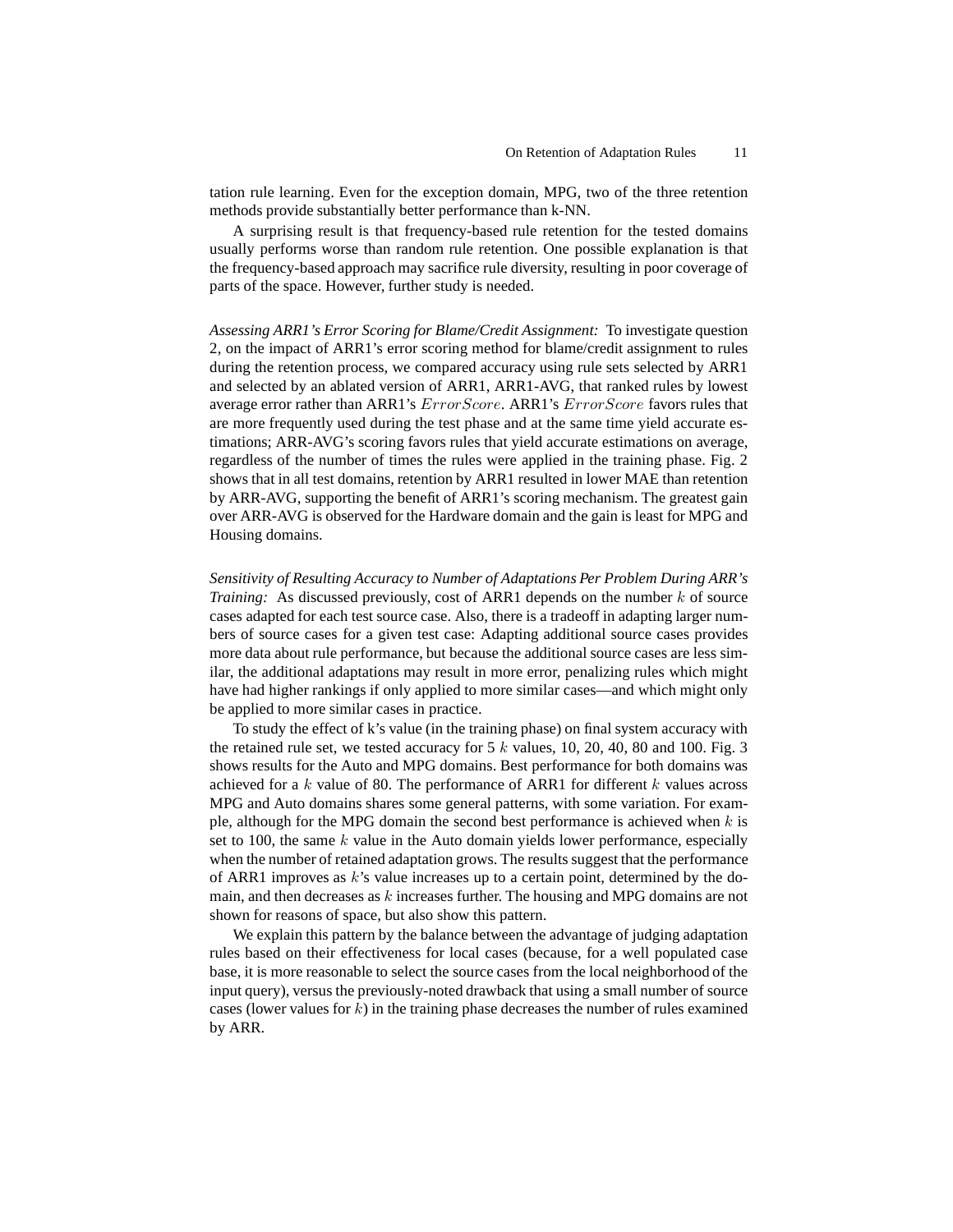tation rule learning. Even for the exception domain, MPG, two of the three retention methods provide substantially better performance than k-NN.

A surprising result is that frequency-based rule retention for the tested domains usually performs worse than random rule retention. One possible explanation is that the frequency-based approach may sacrifice rule diversity, resulting in poor coverage of parts of the space. However, further study is needed.

*Assessing ARR1's Error Scoring for Blame/Credit Assignment:* To investigate question 2, on the impact of ARR1's error scoring method for blame/credit assignment to rules during the retention process, we compared accuracy using rule sets selected by ARR1 and selected by an ablated version of ARR1, ARR1-AVG, that ranked rules by lowest average error rather than ARR1's $ErrorScore$. ARR1's $ErrorScore$ favors rules that are more frequently used during the test phase and at the same time yield accurate estimations; ARR-AVG's scoring favors rules that yield accurate estimations on average, regardless of the number of times the rules were applied in the training phase. Fig. 2 shows that in all test domains, retention by ARR1 resulted in lower MAE than retention by ARR-AVG, supporting the benefit of ARR1's scoring mechanism. The greatest gain over ARR-AVG is observed for the Hardware domain and the gain is least for MPG and Housing domains.

*Sensitivity of Resulting Accuracy to Number of Adaptations Per Problem During ARR's Training:* As discussed previously, cost of ARR1 depends on the number $k$ of source cases adapted for each test source case. Also, there is a tradeoff in adapting larger numbers of source cases for a given test case: Adapting additional source cases provides more data about rule performance, but because the additional source cases are less similar, the additional adaptations may result in more error, penalizing rules which might have had higher rankings if only applied to more similar cases—and which might only be applied to more similar cases in practice.

To study the effect of k's value (in the training phase) on final system accuracy with the retained rule set, we tested accuracy for 5 $k$ values, 10, 20, 40, 80 and 100. Fig. 3 shows results for the Auto and MPG domains. Best performance for both domains was achieved for a $k$ value of 80. The performance of ARR1 for different $k$ values across MPG and Auto domains shares some general patterns, with some variation. For example, although for the MPG domain the second best performance is achieved when $k$ is set to 100, the same $k$ value in the Auto domain yields lower performance, especially when the number of retained adaptation grows. The results suggest that the performance of ARR1 improves as $k$'s value increases up to a certain point, determined by the domain, and then decreases as $k$ increases further. The housing and MPG domains are not shown for reasons of space, but also show this pattern.

We explain this pattern by the balance between the advantage of judging adaptation rules based on their effectiveness for local cases (because, for a well populated case base, it is more reasonable to select the source cases from the local neighborhood of the input query), versus the previously-noted drawback that using a small number of source cases (lower values for $k$) in the training phase decreases the number of rules examined by ARR.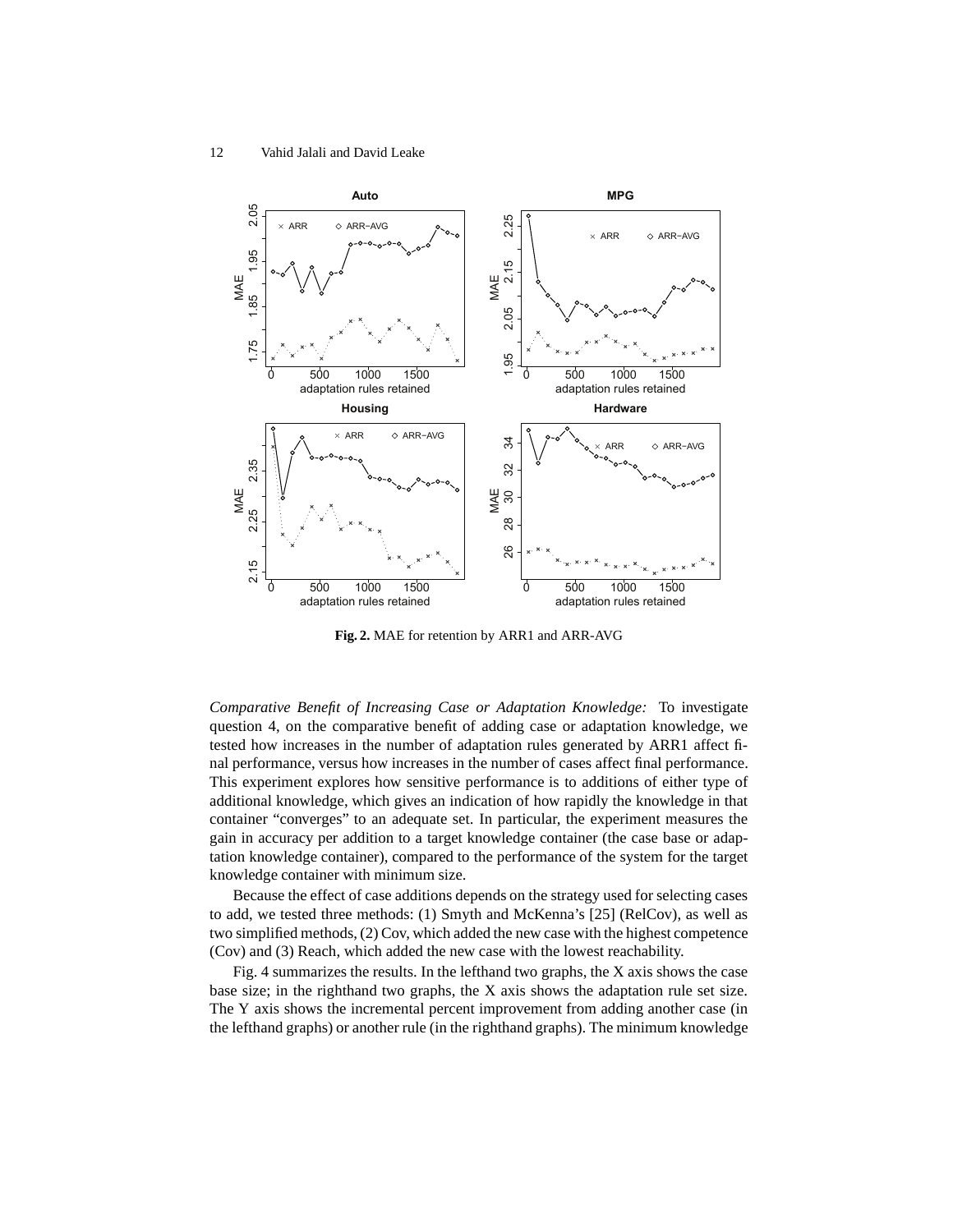**Fig. 2.** MAE for retention by ARR1 and ARR-AVG

*Comparative Benefit of Increasing Case or Adaptation Knowledge:* To investigate question 4, on the comparative benefit of adding case or adaptation knowledge, we tested how increases in the number of adaptation rules generated by ARR1 affect final performance, versus how increases in the number of cases affect final performance. This experiment explores how sensitive performance is to additions of either type of additional knowledge, which gives an indication of how rapidly the knowledge in that container "converges" to an adequate set. In particular, the experiment measures the gain in accuracy per addition to a target knowledge container (the case base or adaptation knowledge container), compared to the performance of the system for the target knowledge container with minimum size.

Because the effect of case additions depends on the strategy used for selecting cases to add, we tested three methods: (1) Smyth and McKenna's [25] (RelCov), as well as two simplified methods, (2) Cov, which added the new case with the highest competence (Cov) and (3) Reach, which added the new case with the lowest reachability.

Fig. 4 summarizes the results. In the lefthand two graphs, the X axis shows the case base size; in the righthand two graphs, the X axis shows the adaptation rule set size. The Y axis shows the incremental percent improvement from adding another case (in the lefthand graphs) or another rule (in the righthand graphs). The minimum knowledge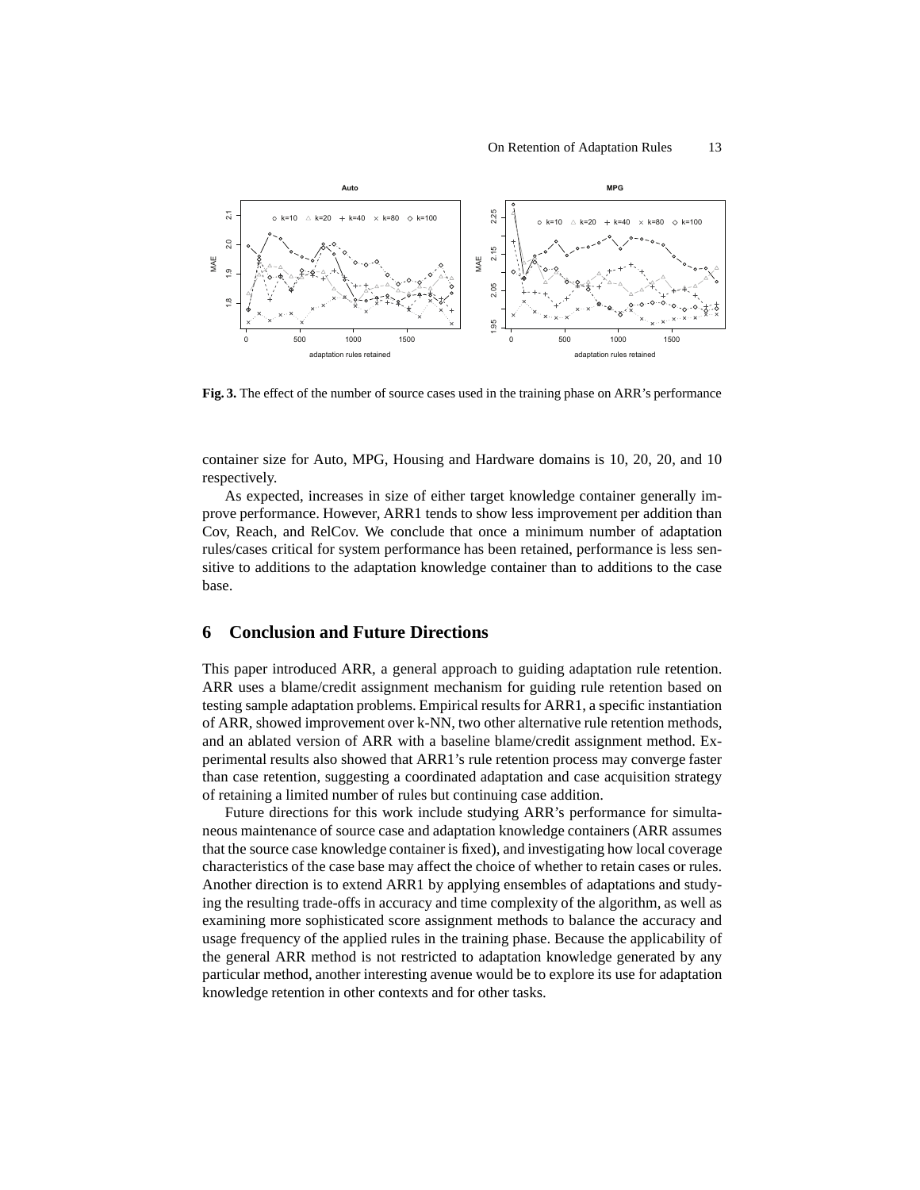**Fig. 3.** The effect of the number of source cases used in the training phase on ARR's performance

container size for Auto, MPG, Housing and Hardware domains is 10, 20, 20, and 10 respectively.

As expected, increases in size of either target knowledge container generally improve performance. However, ARR1 tends to show less improvement per addition than Cov, Reach, and RelCov. We conclude that once a minimum number of adaptation rules/cases critical for system performance has been retained, performance is less sensitive to additions to the adaptation knowledge container than to additions to the case base.

## 6 Conclusion and Future Directions

This paper introduced ARR, a general approach to guiding adaptation rule retention. ARR uses a blame/credit assignment mechanism for guiding rule retention based on testing sample adaptation problems. Empirical results for ARR1, a specific instantiation of ARR, showed improvement over k-NN, two other alternative rule retention methods, and an ablated version of ARR with a baseline blame/credit assignment method. Experimental results also showed that ARR1's rule retention process may converge faster than case retention, suggesting a coordinated adaptation and case acquisition strategy of retaining a limited number of rules but continuing case addition.

Future directions for this work include studying ARR's performance for simultaneous maintenance of source case and adaptation knowledge containers (ARR assumes that the source case knowledge container is fixed), and investigating how local coverage characteristics of the case base may affect the choice of whether to retain cases or rules. Another direction is to extend ARR1 by applying ensembles of adaptations and studying the resulting trade-offs in accuracy and time complexity of the algorithm, as well as examining more sophisticated score assignment methods to balance the accuracy and usage frequency of the applied rules in the training phase. Because the applicability of the general ARR method is not restricted to adaptation knowledge generated by any particular method, another interesting avenue would be to explore its use for adaptation knowledge retention in other contexts and for other tasks.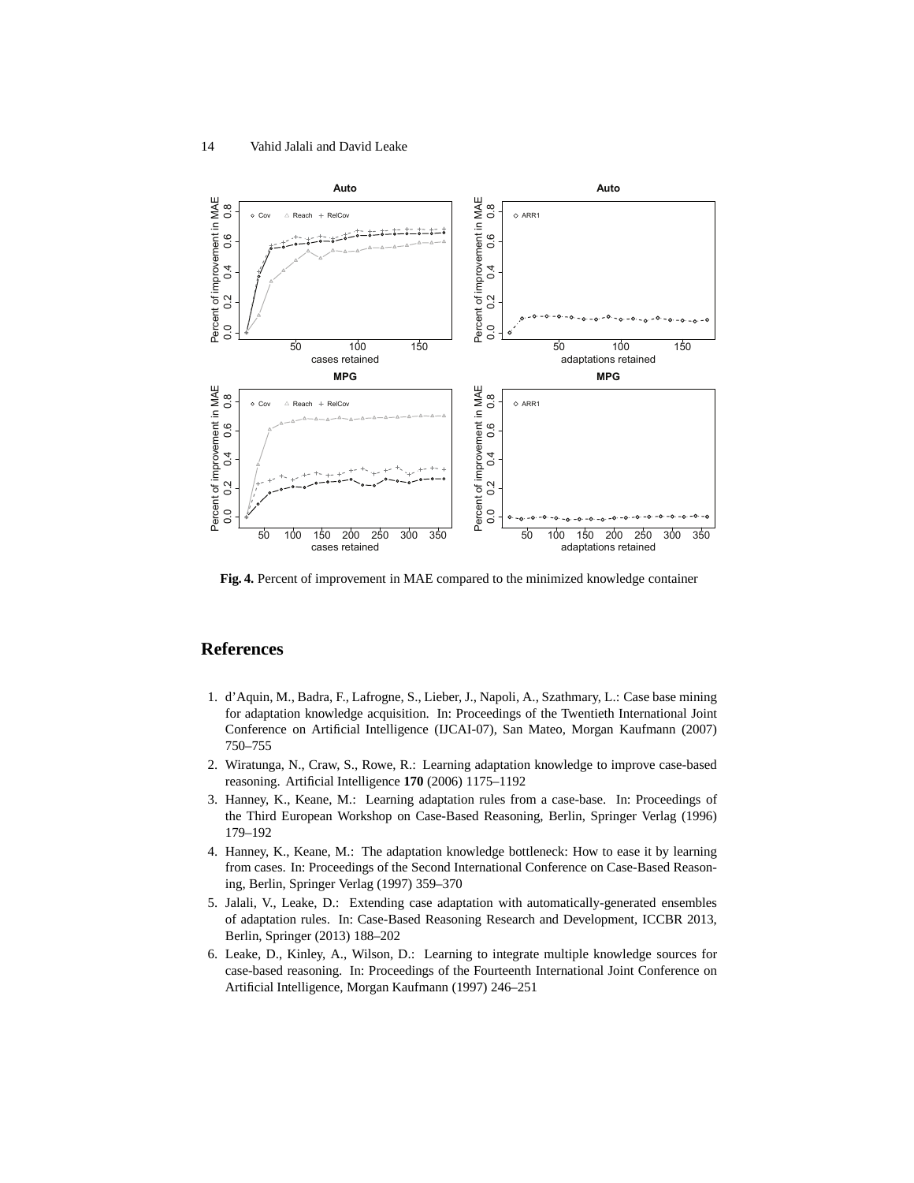**Fig. 4.** Percent of improvement in MAE compared to the minimized knowledge container

## References

1. d'Aquin, M., Badra, F., Lafrogne, S., Lieber, J., Napoli, A., Szathmary, L.: Case base mining for adaptation knowledge acquisition. In: Proceedings of the Twentieth International Joint Conference on Artificial Intelligence (IJCAI-07), San Mateo, Morgan Kaufmann (2007) 750–755
2. Wiratunga, N., Craw, S., Rowe, R.: Learning adaptation knowledge to improve case-based reasoning. Artificial Intelligence **170** (2006) 1175–1192
3. Hanney, K., Keane, M.: Learning adaptation rules from a case-base. In: Proceedings of the Third European Workshop on Case-Based Reasoning, Berlin, Springer Verlag (1996) 179–192
4. Hanney, K., Keane, M.: The adaptation knowledge bottleneck: How to ease it by learning from cases. In: Proceedings of the Second International Conference on Case-Based Reasoning, Berlin, Springer Verlag (1997) 359–370
5. Jalali, V., Leake, D.: Extending case adaptation with automatically-generated ensembles of adaptation rules. In: Case-Based Reasoning Research and Development, ICCBR 2013, Berlin, Springer (2013) 188–202
6. Leake, D., Kinley, A., Wilson, D.: Learning to integrate multiple knowledge sources for case-based reasoning. In: Proceedings of the Fourteenth International Joint Conference on Artificial Intelligence, Morgan Kaufmann (1997) 246–251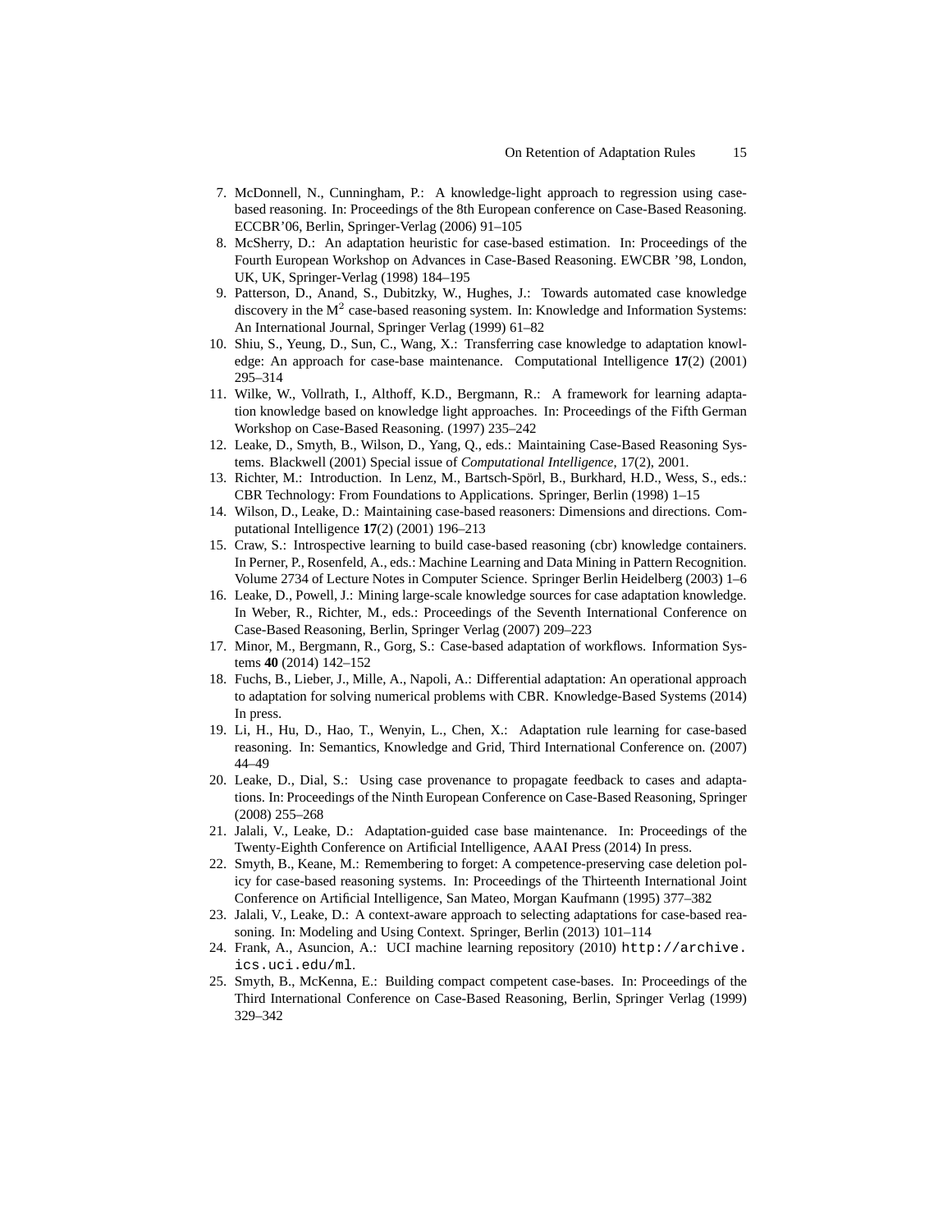7. McDonnell, N., Cunningham, P.: A knowledge-light approach to regression using case-based reasoning. In: Proceedings of the 8th European conference on Case-Based Reasoning. ECCBR'06, Berlin, Springer-Verlag (2006) 91–105
8. McSherry, D.: An adaptation heuristic for case-based estimation. In: Proceedings of the Fourth European Workshop on Advances in Case-Based Reasoning. EWCBR '98, London, UK, UK, Springer-Verlag (1998) 184–195
9. Patterson, D., Anand, S., Dubitzky, W., Hughes, J.: Towards automated case knowledge discovery in the $M^2$ case-based reasoning system. In: Knowledge and Information Systems: An International Journal, Springer Verlag (1999) 61–82
10. Shiu, S., Yeung, D., Sun, C., Wang, X.: Transferring case knowledge to adaptation knowledge: An approach for case-base maintenance. Computational Intelligence **17**(2) (2001) 295–314
11. Wilke, W., Vollrath, I., Althoff, K.D., Bergmann, R.: A framework for learning adaptation knowledge based on knowledge light approaches. In: Proceedings of the Fifth German Workshop on Case-Based Reasoning. (1997) 235–242
12. Leake, D., Smyth, B., Wilson, D., Yang, Q., eds.: Maintaining Case-Based Reasoning Systems. Blackwell (2001) Special issue of *Computational Intelligence*, 17(2), 2001.
13. Richter, M.: Introduction. In Lenz, M., Bartsch-Spörl, B., Burkhard, H.D., Wess, S., eds.: CBR Technology: From Foundations to Applications. Springer, Berlin (1998) 1–15
14. Wilson, D., Leake, D.: Maintaining case-based reasoners: Dimensions and directions. Computational Intelligence **17**(2) (2001) 196–213
15. Craw, S.: Introspective learning to build case-based reasoning (cbr) knowledge containers. In Perner, P., Rosenfeld, A., eds.: Machine Learning and Data Mining in Pattern Recognition. Volume 2734 of Lecture Notes in Computer Science. Springer Berlin Heidelberg (2003) 1–6
16. Leake, D., Powell, J.: Mining large-scale knowledge sources for case adaptation knowledge. In Weber, R., Richter, M., eds.: Proceedings of the Seventh International Conference on Case-Based Reasoning, Berlin, Springer Verlag (2007) 209–223
17. Minor, M., Bergmann, R., Gorg, S.: Case-based adaptation of workflows. Information Systems **40** (2014) 142–152
18. Fuchs, B., Lieber, J., Mille, A., Napoli, A.: Differential adaptation: An operational approach to adaptation for solving numerical problems with CBR. Knowledge-Based Systems (2014) In press.
19. Li, H., Hu, D., Hao, T., Wenyin, L., Chen, X.: Adaptation rule learning for case-based reasoning. In: Semantics, Knowledge and Grid, Third International Conference on. (2007) 44–49
20. Leake, D., Dial, S.: Using case provenance to propagate feedback to cases and adaptations. In: Proceedings of the Ninth European Conference on Case-Based Reasoning, Springer (2008) 255–268
21. Jalali, V., Leake, D.: Adaptation-guided case base maintenance. In: Proceedings of the Twenty-Eighth Conference on Artificial Intelligence, AAAI Press (2014) In press.
22. Smyth, B., Keane, M.: Remembering to forget: A competence-preserving case deletion policy for case-based reasoning systems. In: Proceedings of the Thirteenth International Joint Conference on Artificial Intelligence, San Mateo, Morgan Kaufmann (1995) 377–382
23. Jalali, V., Leake, D.: A context-aware approach to selecting adaptations for case-based reasoning. In: Modeling and Using Context. Springer, Berlin (2013) 101–114
24. Frank, A., Asuncion, A.: UCI machine learning repository (2010) `http://archive.ics.uci.edu/ml`.
25. Smyth, B., McKenna, E.: Building compact competent case-bases. In: Proceedings of the Third International Conference on Case-Based Reasoning, Berlin, Springer Verlag (1999) 329–342